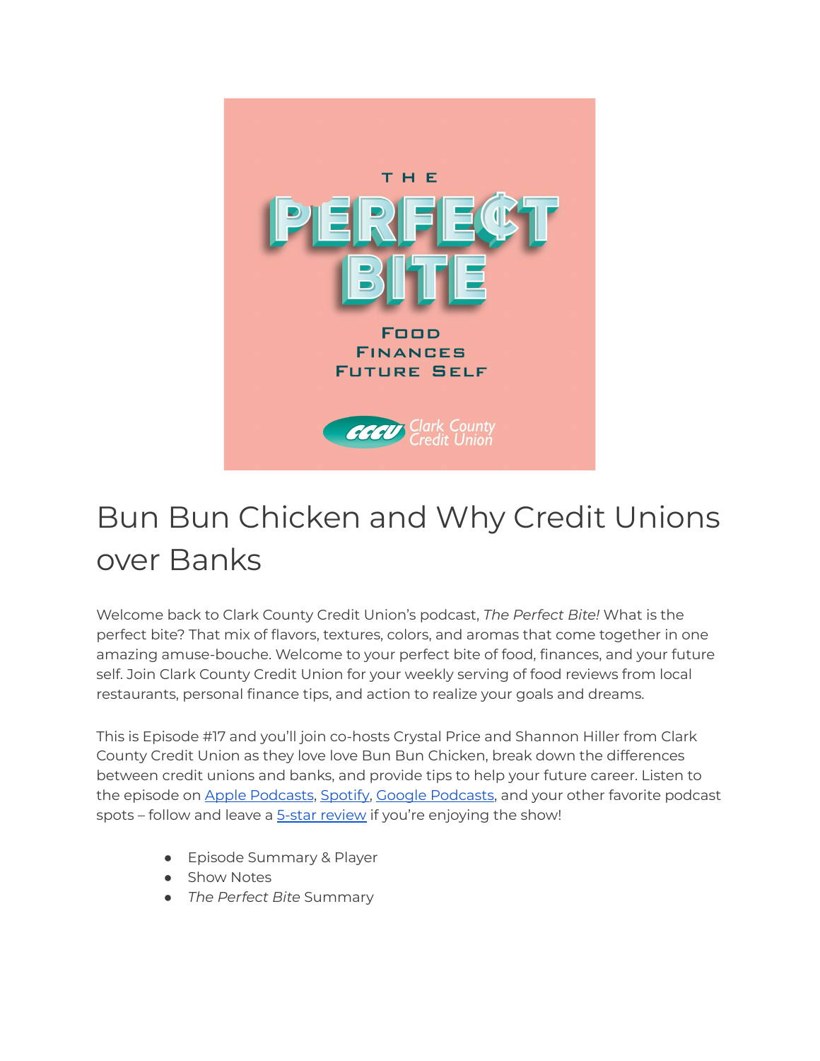# Bun Bun Chicken and Why Credit Unions over Banks

Welcome back to Clark County Credit Union's podcast, *The Perfect Bite!* What is the perfect bite? That mix of flavors, textures, colors, and aromas that come together in one amazing amuse-bouche. Welcome to your perfect bite of food, finances, and your future self. Join Clark County Credit Union for your weekly serving of food reviews from local restaurants, personal finance tips, and action to realize your goals and dreams.

This is Episode #17 and you'll join co-hosts Crystal Price and Shannon Hiller from Clark County Credit Union as they love love Bun Bun Chicken, break down the differences between credit unions and banks, and provide tips to help your future career. Listen to the episode on [Apple Podcasts](), [Spotify](), [Google Podcasts](), and your other favorite podcast spots – follow and leave a [5-star review]() if you're enjoying the show!

- Episode Summary & Player
- Show Notes
- *The Perfect Bite* Summary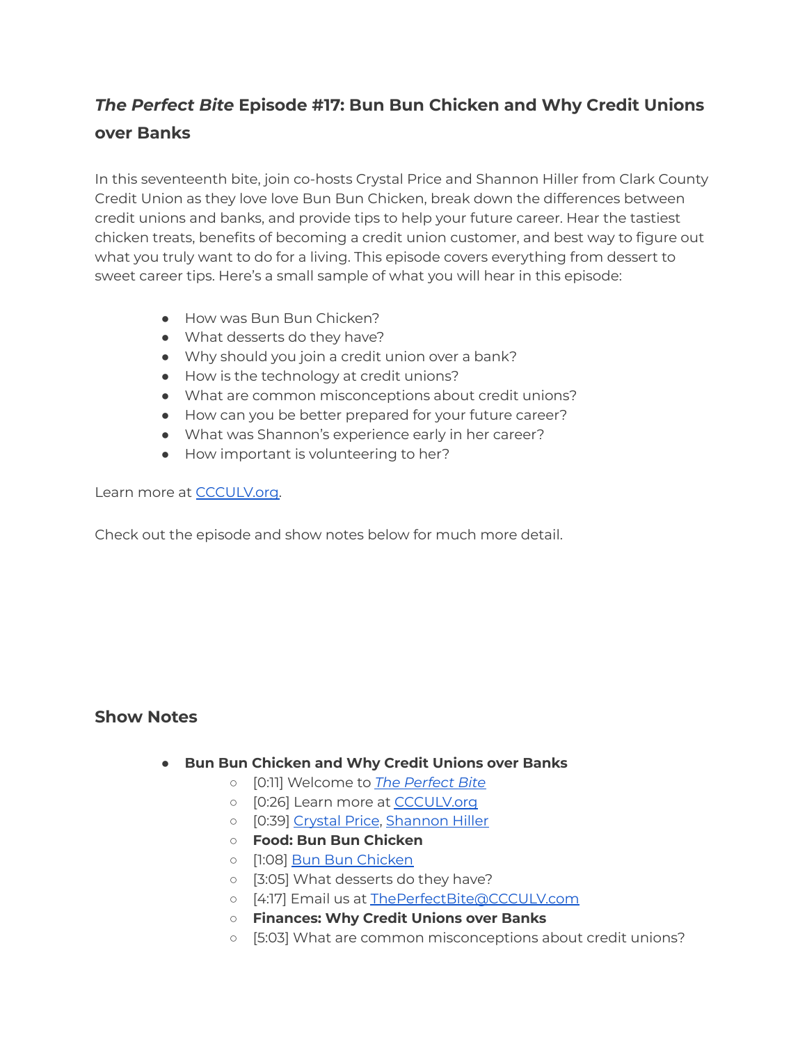## *The Perfect Bite* Episode #17: Bun Bun Chicken and Why Credit Unions over Banks

In this seventeenth bite, join co-hosts Crystal Price and Shannon Hiller from Clark County Credit Union as they love love Bun Bun Chicken, break down the differences between credit unions and banks, and provide tips to help your future career. Hear the tastiest chicken treats, benefits of becoming a credit union customer, and best way to figure out what you truly want to do for a living. This episode covers everything from dessert to sweet career tips. Here's a small sample of what you will hear in this episode:

- How was Bun Bun Chicken?
- What desserts do they have?
- Why should you join a credit union over a bank?
- How is the technology at credit unions?
- What are common misconceptions about credit unions?
- How can you be better prepared for your future career?
- What was Shannon's experience early in her career?
- How important is volunteering to her?

Learn more at [CCCULV.org](CCCULV.org).

Check out the episode and show notes below for much more detail.

### Show Notes

- **Bun Bun Chicken and Why Credit Unions over Banks**
  - [0:11] Welcome to [*The Perfect Bite*]()
  - [0:26] Learn more at [CCCULV.org](CCCULV.org)
  - [0:39] [Crystal Price](), [Shannon Hiller]()
  - **Food: Bun Bun Chicken**
  - [1:08] [Bun Bun Chicken]()
  - [3:05] What desserts do they have?
  - [4:17] Email us at [ThePerfectBite@CCCULV.com](mailto:ThePerfectBite@CCCULV.com)
  - **Finances: Why Credit Unions over Banks**
  - [5:03] What are common misconceptions about credit unions?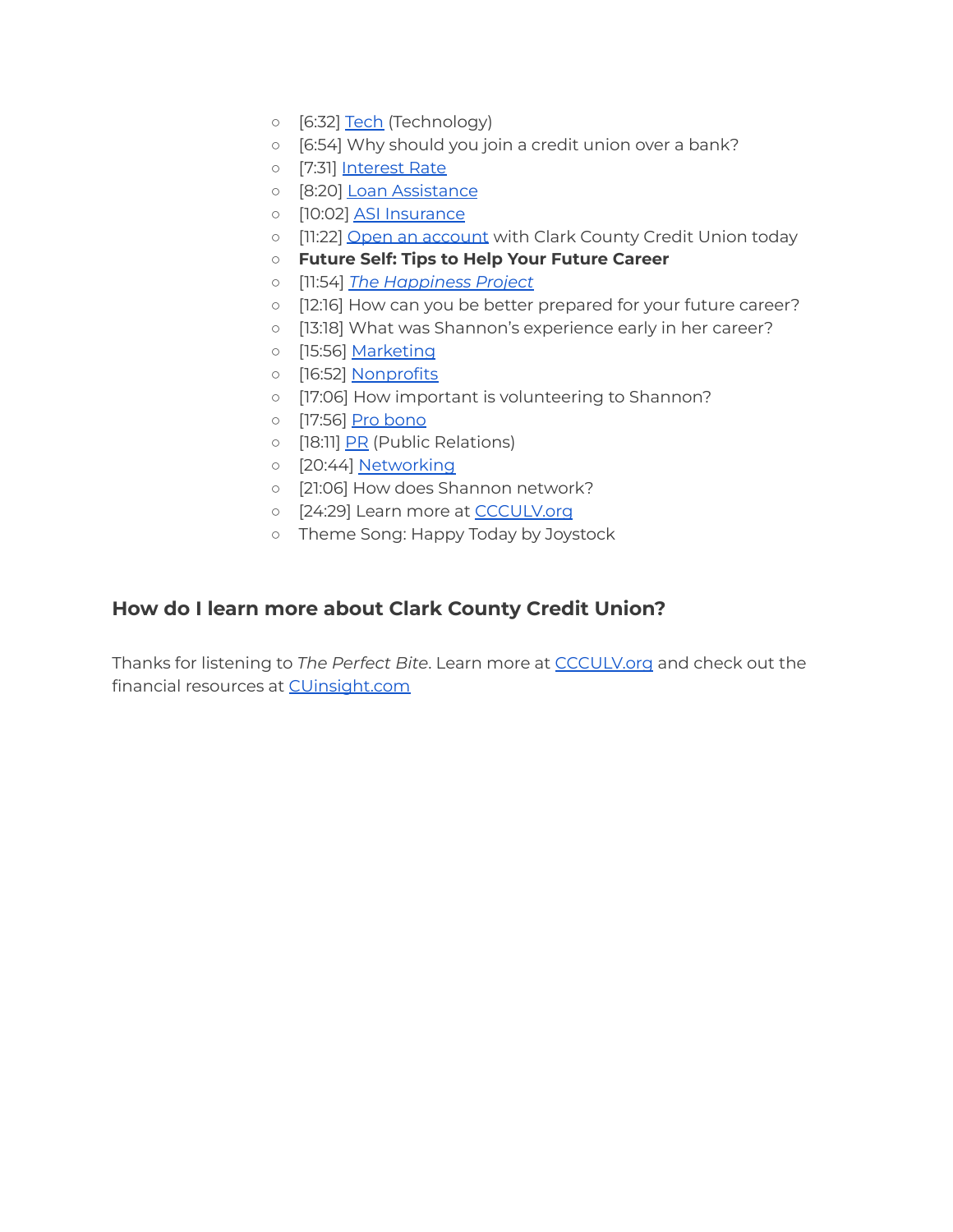- [6:32] Tech (Technology)
- [6:54] Why should you join a credit union over a bank?
- [7:31] Interest Rate
- [8:20] Loan Assistance
- [10:02] ASI Insurance
- [11:22] Open an account with Clark County Credit Union today
- **Future Self: Tips to Help Your Future Career**
- [11:54] *The Happiness Project*
- [12:16] How can you be better prepared for your future career?
- [13:18] What was Shannon's experience early in her career?
- [15:56] Marketing
- [16:52] Nonprofits
- [17:06] How important is volunteering to Shannon?
- [17:56] Pro bono
- [18:11] PR (Public Relations)
- [20:44] Networking
- [21:06] How does Shannon network?
- [24:29] Learn more at CCCULV.org
- Theme Song: Happy Today by Joystock

## How do I learn more about Clark County Credit Union?

Thanks for listening to *The Perfect Bite*. Learn more at CCCULV.org and check out the financial resources at CUinsight.com